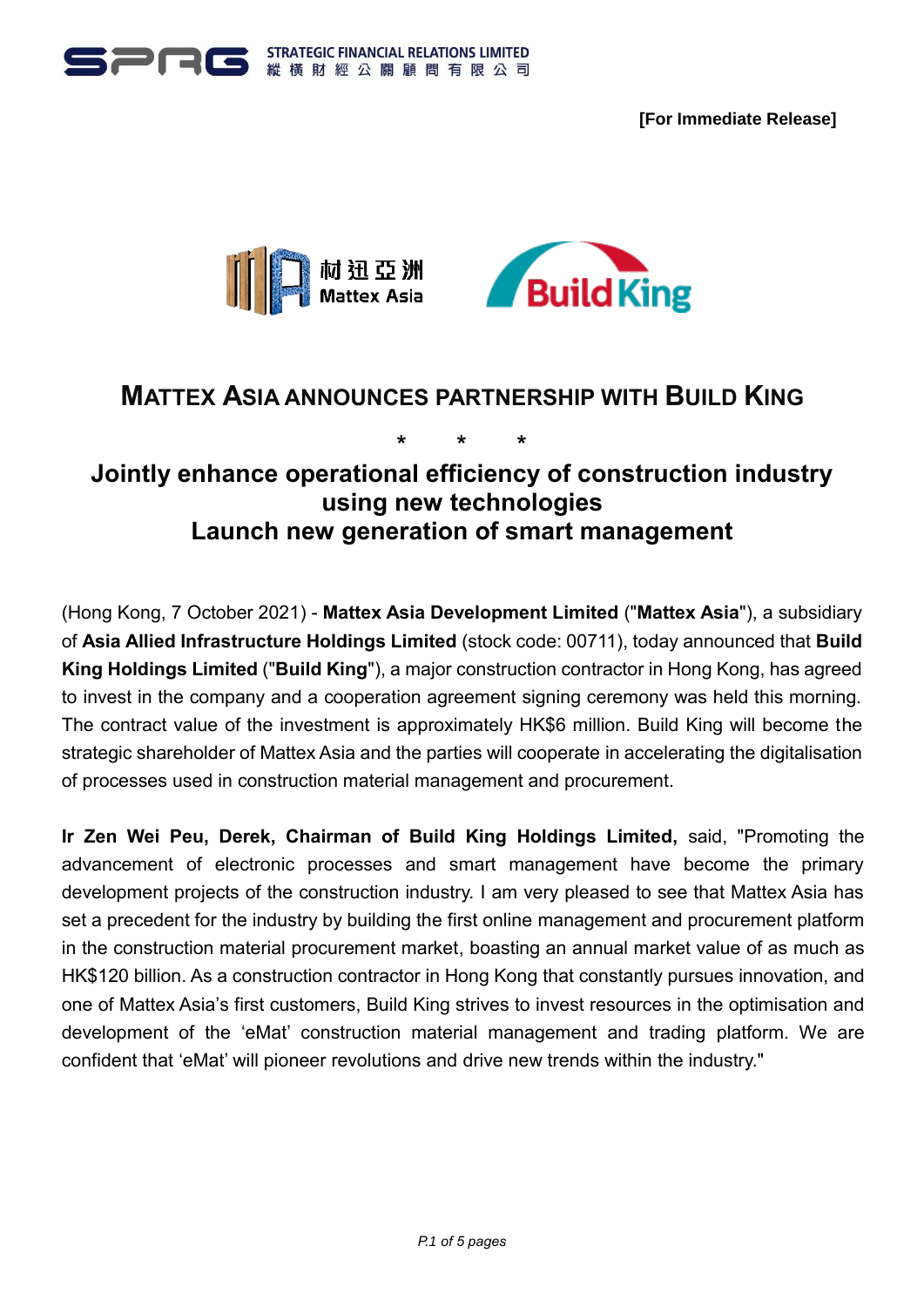[For Immediate Release]

# MATTEX ASIA ANNOUNCES PARTNERSHIP WITH BUILD KING

\* \* \*

## Jointly enhance operational efficiency of construction industry using new technologies
## Launch new generation of smart management

(Hong Kong, 7 October 2021) - **Mattex Asia Development Limited** ("**Mattex Asia**"), a subsidiary of **Asia Allied Infrastructure Holdings Limited** (stock code: 00711), today announced that **Build King Holdings Limited** ("**Build King**"), a major construction contractor in Hong Kong, has agreed to invest in the company and a cooperation agreement signing ceremony was held this morning. The contract value of the investment is approximately HK$6 million. Build King will become the strategic shareholder of Mattex Asia and the parties will cooperate in accelerating the digitalisation of processes used in construction material management and procurement.

**Ir Zen Wei Peu, Derek, Chairman of Build King Holdings Limited,** said, "Promoting the advancement of electronic processes and smart management have become the primary development projects of the construction industry. I am very pleased to see that Mattex Asia has set a precedent for the industry by building the first online management and procurement platform in the construction material procurement market, boasting an annual market value of as much as HK$120 billion. As a construction contractor in Hong Kong that constantly pursues innovation, and one of Mattex Asia's first customers, Build King strives to invest resources in the optimisation and development of the 'eMat' construction material management and trading platform. We are confident that 'eMat' will pioneer revolutions and drive new trends within the industry."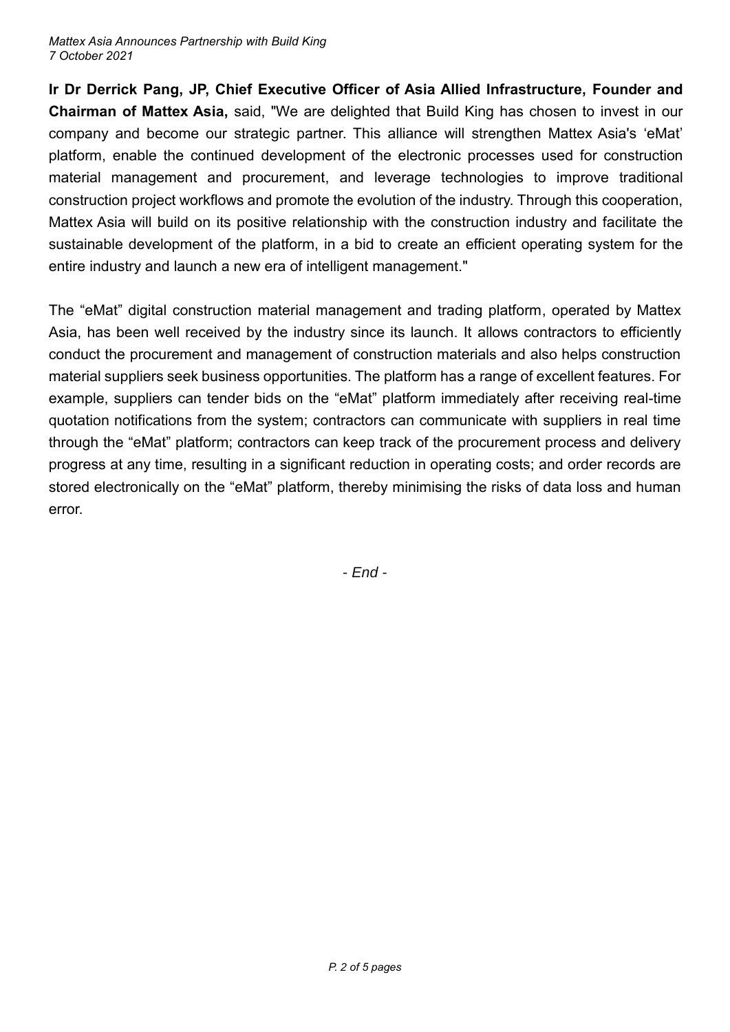**Ir Dr Derrick Pang, JP, Chief Executive Officer of Asia Allied Infrastructure, Founder and Chairman of Mattex Asia,** said, "We are delighted that Build King has chosen to invest in our company and become our strategic partner. This alliance will strengthen Mattex Asia's 'eMat' platform, enable the continued development of the electronic processes used for construction material management and procurement, and leverage technologies to improve traditional construction project workflows and promote the evolution of the industry. Through this cooperation, Mattex Asia will build on its positive relationship with the construction industry and facilitate the sustainable development of the platform, in a bid to create an efficient operating system for the entire industry and launch a new era of intelligent management."

The "eMat" digital construction material management and trading platform, operated by Mattex Asia, has been well received by the industry since its launch. It allows contractors to efficiently conduct the procurement and management of construction materials and also helps construction material suppliers seek business opportunities. The platform has a range of excellent features. For example, suppliers can tender bids on the "eMat" platform immediately after receiving real-time quotation notifications from the system; contractors can communicate with suppliers in real time through the "eMat" platform; contractors can keep track of the procurement process and delivery progress at any time, resulting in a significant reduction in operating costs; and order records are stored electronically on the "eMat" platform, thereby minimising the risks of data loss and human error.

*- End -*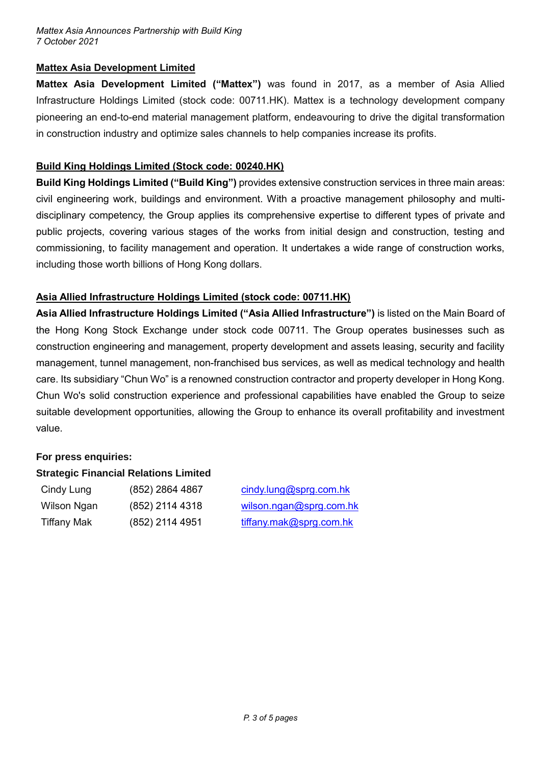## Mattex Asia Development Limited

**Mattex Asia Development Limited ("Mattex")** was found in 2017, as a member of Asia Allied Infrastructure Holdings Limited (stock code: 00711.HK). Mattex is a technology development company pioneering an end-to-end material management platform, endeavouring to drive the digital transformation in construction industry and optimize sales channels to help companies increase its profits.

## Build King Holdings Limited (Stock code: 00240.HK)

**Build King Holdings Limited ("Build King")** provides extensive construction services in three main areas: civil engineering work, buildings and environment. With a proactive management philosophy and multi-disciplinary competency, the Group applies its comprehensive expertise to different types of private and public projects, covering various stages of the works from initial design and construction, testing and commissioning, to facility management and operation. It undertakes a wide range of construction works, including those worth billions of Hong Kong dollars.

## Asia Allied Infrastructure Holdings Limited (stock code: 00711.HK)

**Asia Allied Infrastructure Holdings Limited ("Asia Allied Infrastructure")** is listed on the Main Board of the Hong Kong Stock Exchange under stock code 00711. The Group operates businesses such as construction engineering and management, property development and assets leasing, security and facility management, tunnel management, non-franchised bus services, as well as medical technology and health care. Its subsidiary "Chun Wo" is a renowned construction contractor and property developer in Hong Kong. Chun Wo's solid construction experience and professional capabilities have enabled the Group to seize suitable development opportunities, allowing the Group to enhance its overall profitability and investment value.

**For press enquiries:**

**Strategic Financial Relations Limited**

| | | |
|---|---|---|
| Cindy Lung | (852) 2864 4867 | cindy.lung@sprg.com.hk |
| Wilson Ngan | (852) 2114 4318 | wilson.ngan@sprg.com.hk |
| Tiffany Mak | (852) 2114 4951 | tiffany.mak@sprg.com.hk |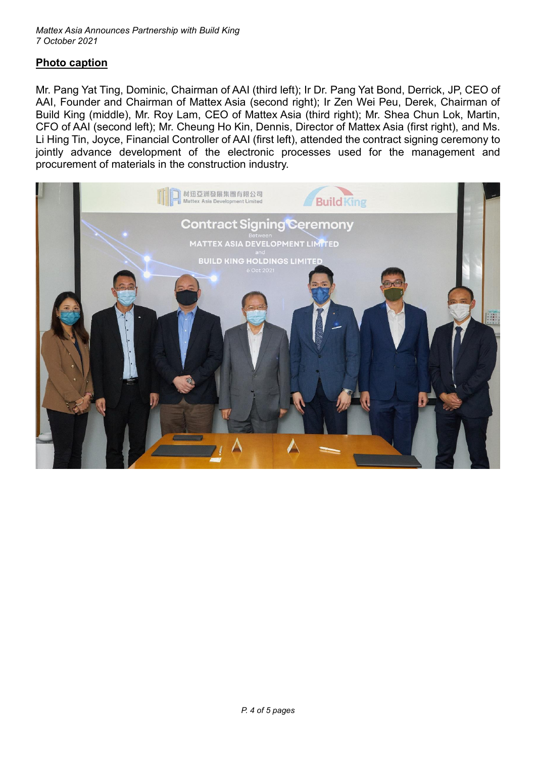## Photo caption

Mr. Pang Yat Ting, Dominic, Chairman of AAI (third left); Ir Dr. Pang Yat Bond, Derrick, JP, CEO of AAI, Founder and Chairman of Mattex Asia (second right); Ir Zen Wei Peu, Derek, Chairman of Build King (middle), Mr. Roy Lam, CEO of Mattex Asia (third right); Mr. Shea Chun Lok, Martin, CFO of AAI (second left); Mr. Cheung Ho Kin, Dennis, Director of Mattex Asia (first right), and Ms. Li Hing Tin, Joyce, Financial Controller of AAI (first left), attended the contract signing ceremony to jointly advance development of the electronic processes used for the management and procurement of materials in the construction industry.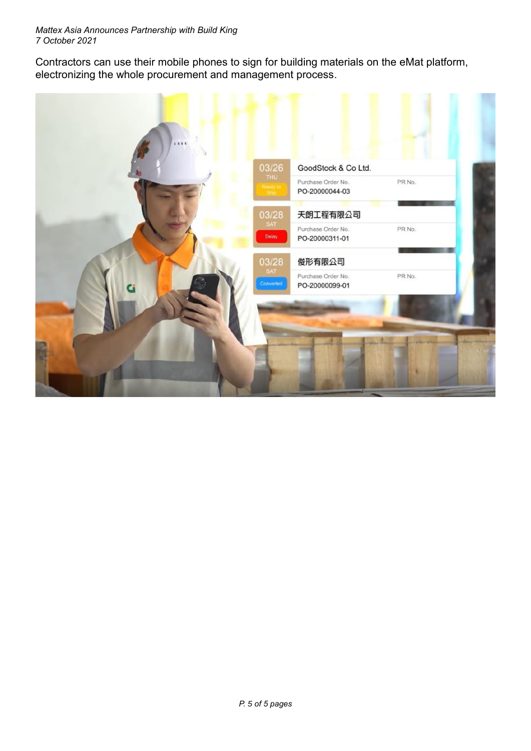Contractors can use their mobile phones to sign for building materials on the eMat platform, electronizing the whole procurement and management process.